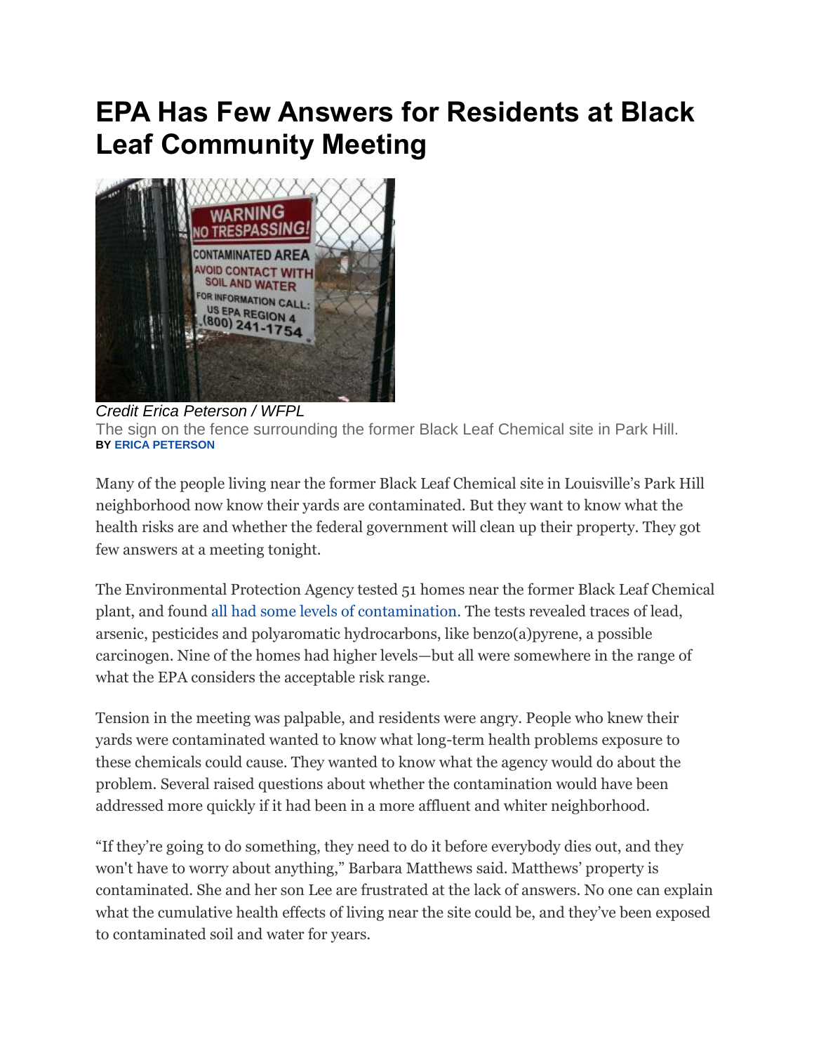# EPA Has Few Answers for Residents at Black Leaf Community Meeting

*Credit Erica Peterson / WFPL*

The sign on the fence surrounding the former Black Leaf Chemical site in Park Hill.

**BY ERICA PETERSON**

Many of the people living near the former Black Leaf Chemical site in Louisville's Park Hill neighborhood now know their yards are contaminated. But they want to know what the health risks are and whether the federal government will clean up their property. They got few answers at a meeting tonight.

The Environmental Protection Agency tested 51 homes near the former Black Leaf Chemical plant, and found all had some levels of contamination. The tests revealed traces of lead, arsenic, pesticides and polyaromatic hydrocarbons, like benzo(a)pyrene, a possible carcinogen. Nine of the homes had higher levels—but all were somewhere in the range of what the EPA considers the acceptable risk range.

Tension in the meeting was palpable, and residents were angry. People who knew their yards were contaminated wanted to know what long-term health problems exposure to these chemicals could cause. They wanted to know what the agency would do about the problem. Several raised questions about whether the contamination would have been addressed more quickly if it had been in a more affluent and whiter neighborhood.

"If they're going to do something, they need to do it before everybody dies out, and they won't have to worry about anything," Barbara Matthews said. Matthews' property is contaminated. She and her son Lee are frustrated at the lack of answers. No one can explain what the cumulative health effects of living near the site could be, and they've been exposed to contaminated soil and water for years.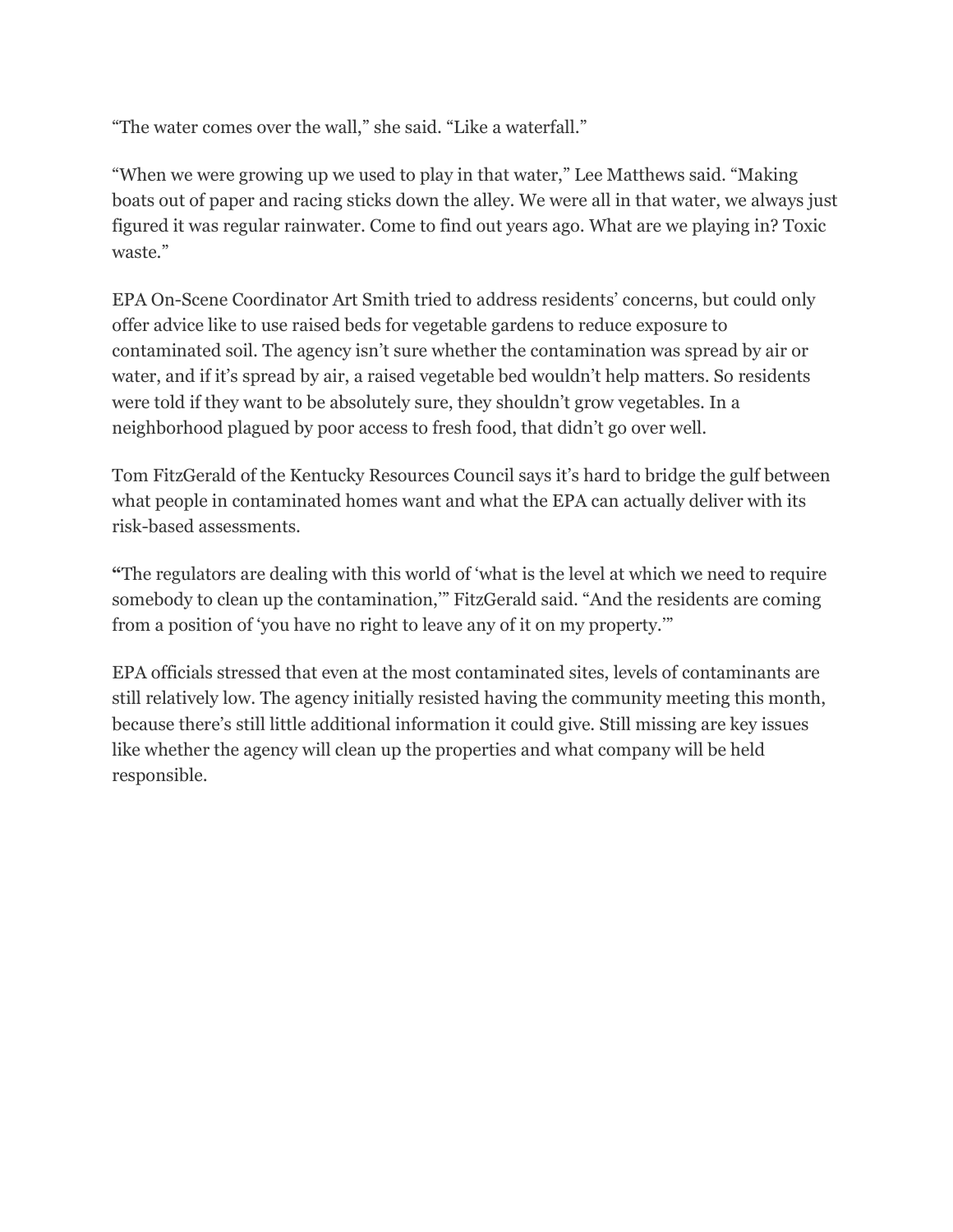"The water comes over the wall," she said. "Like a waterfall."

"When we were growing up we used to play in that water," Lee Matthews said. "Making boats out of paper and racing sticks down the alley. We were all in that water, we always just figured it was regular rainwater. Come to find out years ago. What are we playing in? Toxic waste."

EPA On-Scene Coordinator Art Smith tried to address residents' concerns, but could only offer advice like to use raised beds for vegetable gardens to reduce exposure to contaminated soil. The agency isn't sure whether the contamination was spread by air or water, and if it's spread by air, a raised vegetable bed wouldn't help matters. So residents were told if they want to be absolutely sure, they shouldn't grow vegetables. In a neighborhood plagued by poor access to fresh food, that didn't go over well.

Tom FitzGerald of the Kentucky Resources Council says it's hard to bridge the gulf between what people in contaminated homes want and what the EPA can actually deliver with its risk-based assessments.

**"**The regulators are dealing with this world of 'what is the level at which we need to require somebody to clean up the contamination,'" FitzGerald said. "And the residents are coming from a position of 'you have no right to leave any of it on my property.'"

EPA officials stressed that even at the most contaminated sites, levels of contaminants are still relatively low. The agency initially resisted having the community meeting this month, because there's still little additional information it could give. Still missing are key issues like whether the agency will clean up the properties and what company will be held responsible.